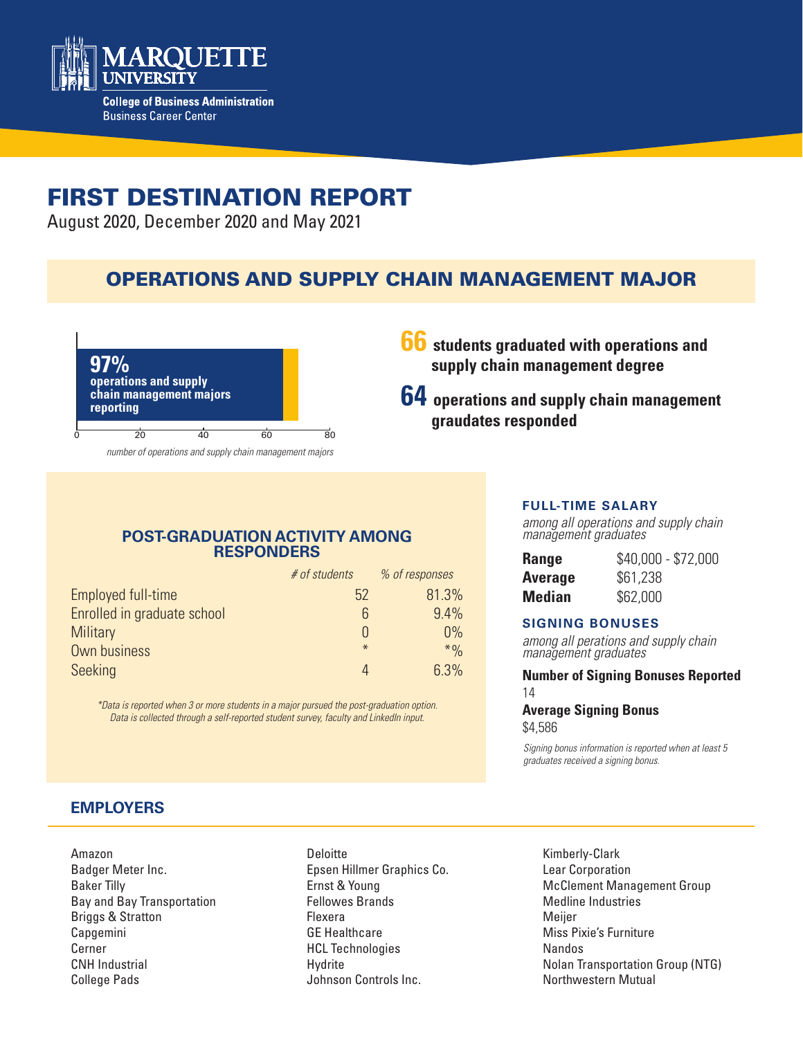Marquette University
College of Business Administration
Business Career Center

# FIRST DESTINATION REPORT

August 2020, December 2020 and May 2021

## OPERATIONS AND SUPPLY CHAIN MANAGEMENT MAJOR

**97%** operations and supply chain management majors reporting

0 20 40 60 80

*number of operations and supply chain management majors*

**66** students graduated with operations and supply chain management degree

**64** operations and supply chain management graudates responded

### POST-GRADUATION ACTIVITY AMONG RESPONDERS

| | *# of students* | *% of responses* |
|---|---|---|
| Employed full-time | 52 | 81.3% |
| Enrolled in graduate school | 6 | 9.4% |
| Military | 0 | 0% |
| Own business | * | *% |
| Seeking | 4 | 6.3% |

*\*Data is reported when 3 or more students in a major pursued the post-graduation option. Data is collected through a self-reported student survey, faculty and LinkedIn input.*

### FULL-TIME SALARY

*among all operations and supply chain management graduates*

| | |
|---|---|
| **Range** | $40,000 - $72,000 |
| **Average** | $61,238 |
| **Median** | $62,000 |

### SIGNING BONUSES

*among all perations and supply chain management graduates*

**Number of Signing Bonuses Reported**
14

**Average Signing Bonus**
$4,586

*Signing bonus information is reported when at least 5 graduates received a signing bonus.*

### EMPLOYERS

Amazon
Badger Meter Inc.
Baker Tilly
Bay and Bay Transportation
Briggs & Stratton
Capgemini
Cerner
CNH Industrial
College Pads
Deloitte
Epsen Hillmer Graphics Co.
Ernst & Young
Fellowes Brands
Flexera
GE Healthcare
HCL Technologies
Hydrite
Johnson Controls Inc.
Kimberly-Clark
Lear Corporation
McClement Management Group
Medline Industries
Meijer
Miss Pixie's Furniture
Nandos
Nolan Transportation Group (NTG)
Northwestern Mutual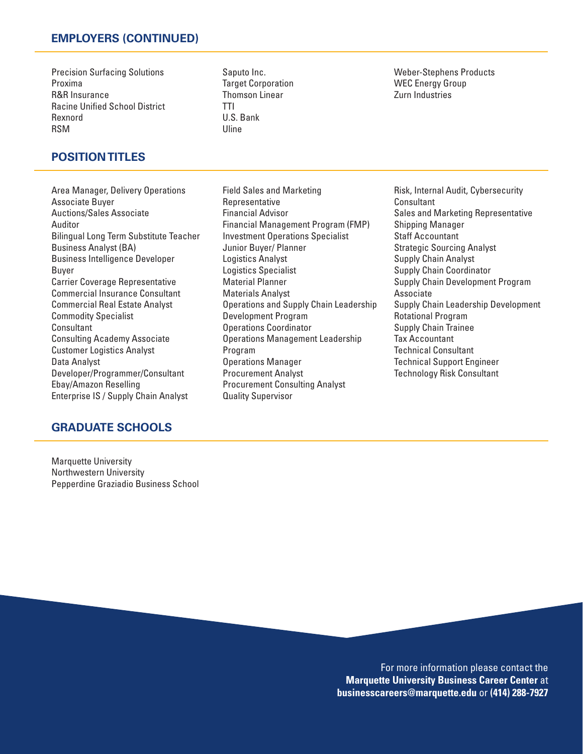## EMPLOYERS (CONTINUED)

Precision Surfacing Solutions
Proxima
R&R Insurance
Racine Unified School District
Rexnord
RSM
Saputo Inc.
Target Corporation
Thomson Linear
TTI
U.S. Bank
Uline
Weber-Stephens Products
WEC Energy Group
Zurn Industries

## POSITION TITLES

Area Manager, Delivery Operations
Associate Buyer
Auctions/Sales Associate
Auditor
Bilingual Long Term Substitute Teacher
Business Analyst (BA)
Business Intelligence Developer
Buyer
Carrier Coverage Representative
Commercial Insurance Consultant
Commercial Real Estate Analyst
Commodity Specialist
Consultant
Consulting Academy Associate
Customer Logistics Analyst
Data Analyst
Developer/Programmer/Consultant
Ebay/Amazon Reselling
Enterprise IS / Supply Chain Analyst
Field Sales and Marketing Representative
Financial Advisor
Financial Management Program (FMP)
Investment Operations Specialist
Junior Buyer/ Planner
Logistics Analyst
Logistics Specialist
Material Planner
Materials Analyst
Operations and Supply Chain Leadership Development Program
Operations Coordinator
Operations Management Leadership Program
Operations Manager
Procurement Analyst
Procurement Consulting Analyst
Quality Supervisor
Risk, Internal Audit, Cybersecurity Consultant
Sales and Marketing Representative
Shipping Manager
Staff Accountant
Strategic Sourcing Analyst
Supply Chain Analyst
Supply Chain Coordinator
Supply Chain Development Program Associate
Supply Chain Leadership Development Rotational Program
Supply Chain Trainee
Tax Accountant
Technical Consultant
Technical Support Engineer
Technology Risk Consultant

## GRADUATE SCHOOLS

Marquette University
Northwestern University
Pepperdine Graziadio Business School

For more information please contact the **Marquette University Business Career Center** at **businesscareers@marquette.edu** or **(414) 288-7927**